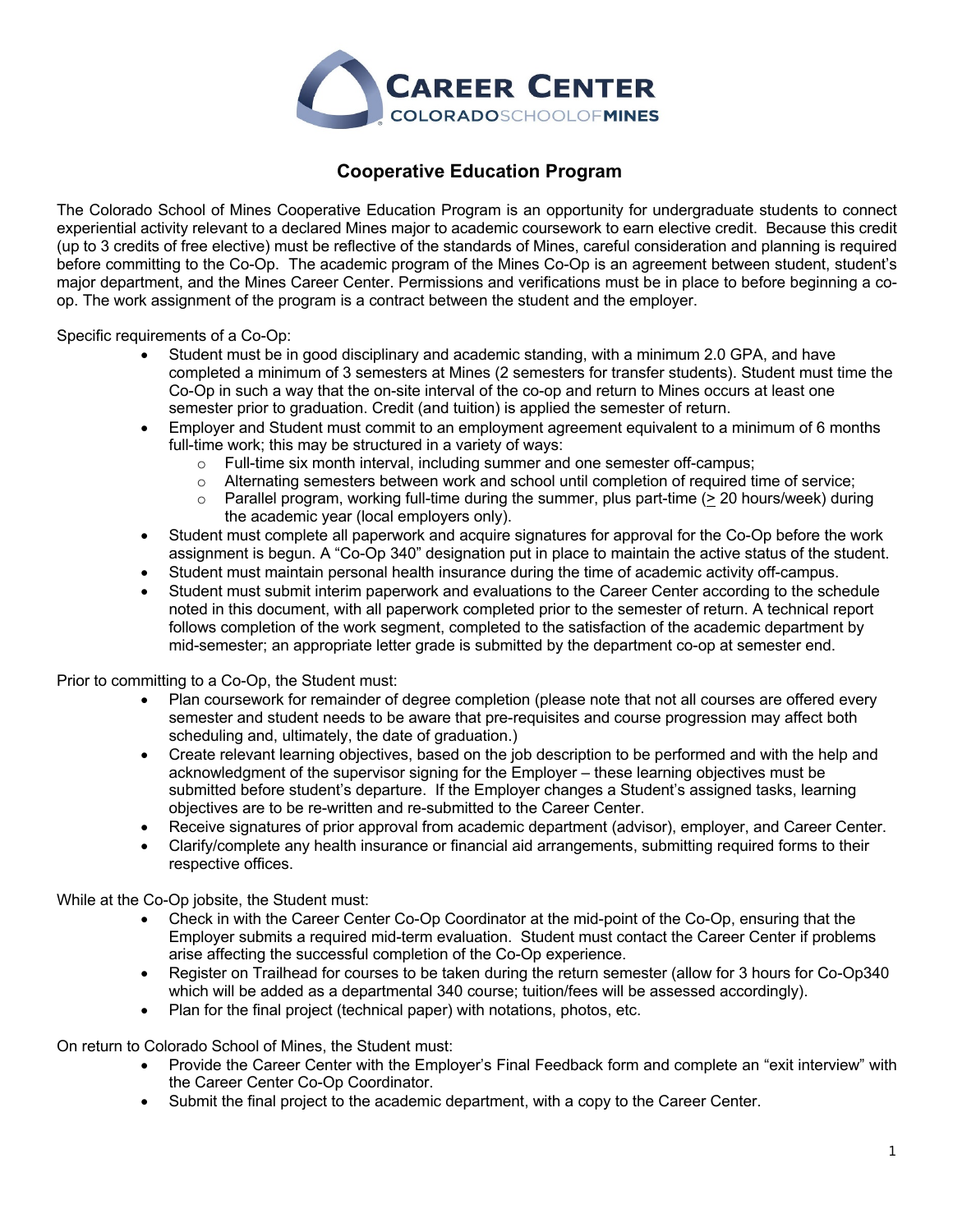# CAREER CENTER
COLORADO SCHOOL OF MINES

## Cooperative Education Program

The Colorado School of Mines Cooperative Education Program is an opportunity for undergraduate students to connect experiential activity relevant to a declared Mines major to academic coursework to earn elective credit. Because this credit (up to 3 credits of free elective) must be reflective of the standards of Mines, careful consideration and planning is required before committing to the Co-Op. The academic program of the Mines Co-Op is an agreement between student, student's major department, and the Mines Career Center. Permissions and verifications must be in place to before beginning a co-op. The work assignment of the program is a contract between the student and the employer.

Specific requirements of a Co-Op:

- Student must be in good disciplinary and academic standing, with a minimum 2.0 GPA, and have completed a minimum of 3 semesters at Mines (2 semesters for transfer students). Student must time the Co-Op in such a way that the on-site interval of the co-op and return to Mines occurs at least one semester prior to graduation. Credit (and tuition) is applied the semester of return.
- Employer and Student must commit to an employment agreement equivalent to a minimum of 6 months full-time work; this may be structured in a variety of ways:
  - Full-time six month interval, including summer and one semester off-campus;
  - Alternating semesters between work and school until completion of required time of service;
  - Parallel program, working full-time during the summer, plus part-time (≥ 20 hours/week) during the academic year (local employers only).
- Student must complete all paperwork and acquire signatures for approval for the Co-Op before the work assignment is begun. A "Co-Op 340" designation put in place to maintain the active status of the student.
- Student must maintain personal health insurance during the time of academic activity off-campus.
- Student must submit interim paperwork and evaluations to the Career Center according to the schedule noted in this document, with all paperwork completed prior to the semester of return. A technical report follows completion of the work segment, completed to the satisfaction of the academic department by mid-semester; an appropriate letter grade is submitted by the department co-op at semester end.

Prior to committing to a Co-Op, the Student must:

- Plan coursework for remainder of degree completion (please note that not all courses are offered every semester and student needs to be aware that pre-requisites and course progression may affect both scheduling and, ultimately, the date of graduation.)
- Create relevant learning objectives, based on the job description to be performed and with the help and acknowledgment of the supervisor signing for the Employer – these learning objectives must be submitted before student's departure. If the Employer changes a Student's assigned tasks, learning objectives are to be re-written and re-submitted to the Career Center.
- Receive signatures of prior approval from academic department (advisor), employer, and Career Center.
- Clarify/complete any health insurance or financial aid arrangements, submitting required forms to their respective offices.

While at the Co-Op jobsite, the Student must:

- Check in with the Career Center Co-Op Coordinator at the mid-point of the Co-Op, ensuring that the Employer submits a required mid-term evaluation. Student must contact the Career Center if problems arise affecting the successful completion of the Co-Op experience.
- Register on Trailhead for courses to be taken during the return semester (allow for 3 hours for Co-Op340 which will be added as a departmental 340 course; tuition/fees will be assessed accordingly).
- Plan for the final project (technical paper) with notations, photos, etc.

On return to Colorado School of Mines, the Student must:

- Provide the Career Center with the Employer's Final Feedback form and complete an "exit interview" with the Career Center Co-Op Coordinator.
- Submit the final project to the academic department, with a copy to the Career Center.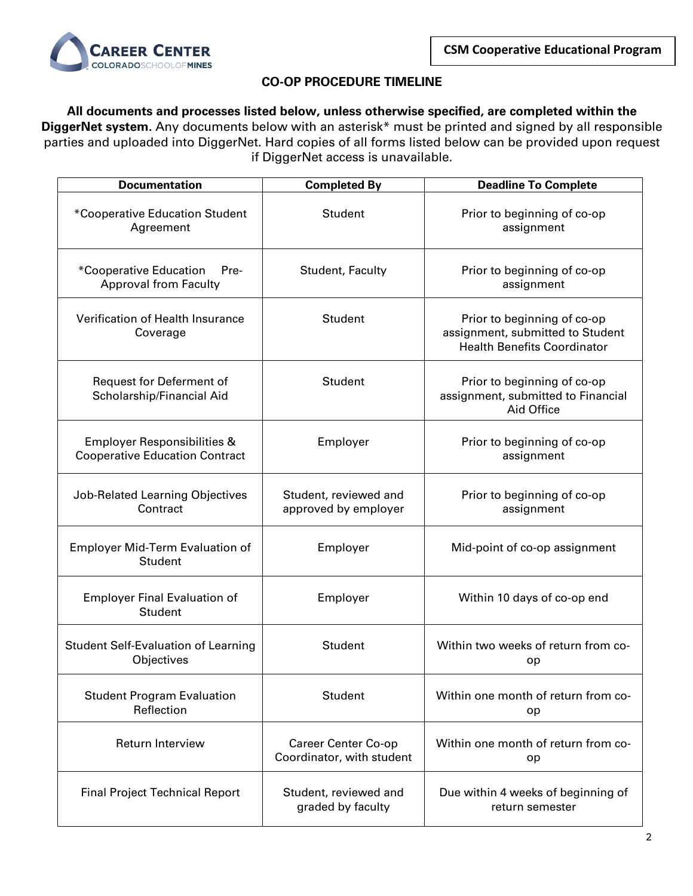**CSM Cooperative Educational Program**

## CO-OP PROCEDURE TIMELINE

**All documents and processes listed below, unless otherwise specified, are completed within the DiggerNet system.** Any documents below with an asterisk* must be printed and signed by all responsible parties and uploaded into DiggerNet. Hard copies of all forms listed below can be provided upon request if DiggerNet access is unavailable.

| Documentation | Completed By | Deadline To Complete |
|---|---|---|
| *Cooperative Education Student Agreement | Student | Prior to beginning of co-op assignment |
| *Cooperative Education Pre-Approval from Faculty | Student, Faculty | Prior to beginning of co-op assignment |
| Verification of Health Insurance Coverage | Student | Prior to beginning of co-op assignment, submitted to Student Health Benefits Coordinator |
| Request for Deferment of Scholarship/Financial Aid | Student | Prior to beginning of co-op assignment, submitted to Financial Aid Office |
| Employer Responsibilities & Cooperative Education Contract | Employer | Prior to beginning of co-op assignment |
| Job-Related Learning Objectives Contract | Student, reviewed and approved by employer | Prior to beginning of co-op assignment |
| Employer Mid-Term Evaluation of Student | Employer | Mid-point of co-op assignment |
| Employer Final Evaluation of Student | Employer | Within 10 days of co-op end |
| Student Self-Evaluation of Learning Objectives | Student | Within two weeks of return from co-op |
| Student Program Evaluation Reflection | Student | Within one month of return from co-op |
| Return Interview | Career Center Co-op Coordinator, with student | Within one month of return from co-op |
| Final Project Technical Report | Student, reviewed and graded by faculty | Due within 4 weeks of beginning of return semester |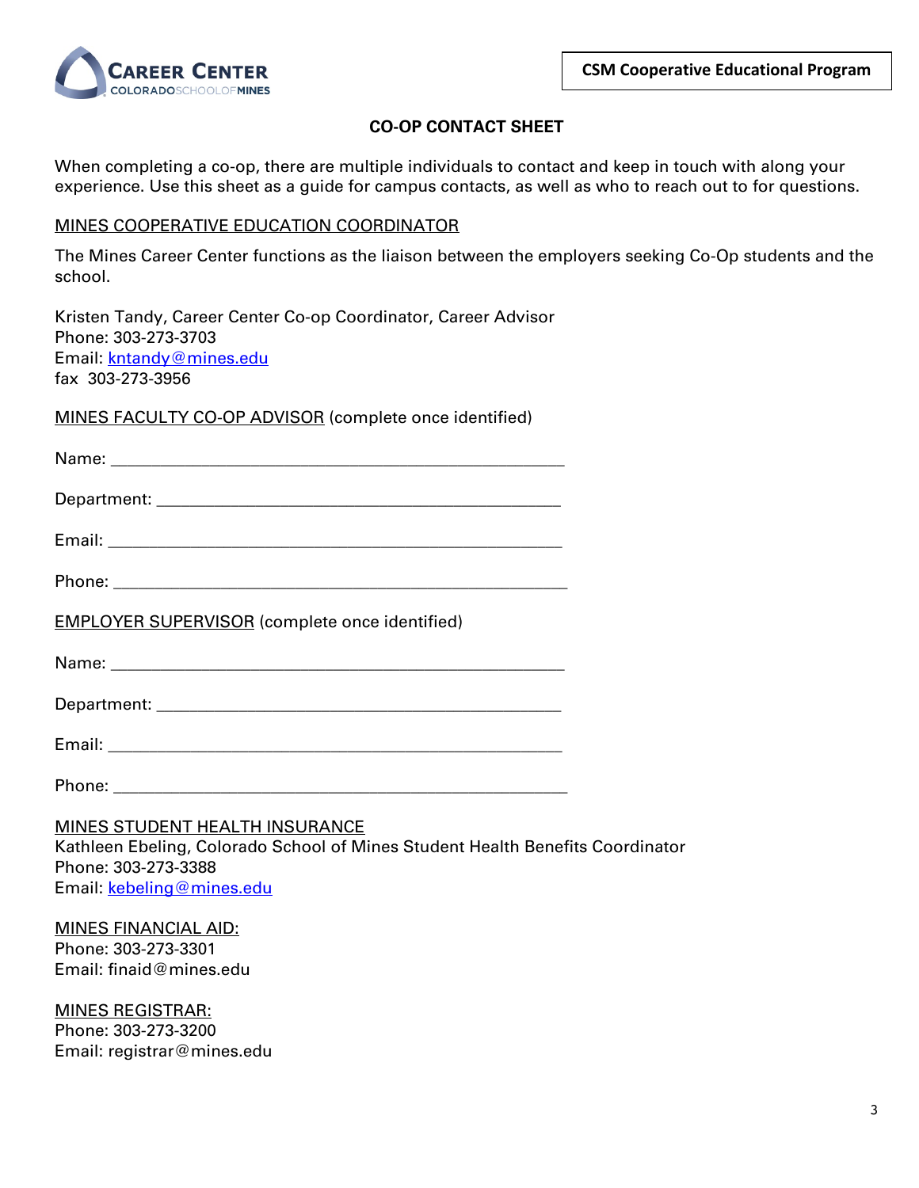**CSM Cooperative Educational Program**

# CO-OP CONTACT SHEET

When completing a co-op, there are multiple individuals to contact and keep in touch with along your experience. Use this sheet as a guide for campus contacts, as well as who to reach out to for questions.

## MINES COOPERATIVE EDUCATION COORDINATOR

The Mines Career Center functions as the liaison between the employers seeking Co-Op students and the school.

Kristen Tandy, Career Center Co-op Coordinator, Career Advisor
Phone: 303-273-3703
Email: kntandy@mines.edu
fax 303-273-3956

## MINES FACULTY CO-OP ADVISOR (complete once identified)

Name: ____________________________________________________

Department: _______________________________________________

Email: ____________________________________________________

Phone: ____________________________________________________

## EMPLOYER SUPERVISOR (complete once identified)

Name: ____________________________________________________

Department: _______________________________________________

Email: ____________________________________________________

Phone: ____________________________________________________

## MINES STUDENT HEALTH INSURANCE

Kathleen Ebeling, Colorado School of Mines Student Health Benefits Coordinator
Phone: 303-273-3388
Email: kebeling@mines.edu

## MINES FINANCIAL AID:

Phone: 303-273-3301
Email: finaid@mines.edu

## MINES REGISTRAR:

Phone: 303-273-3200
Email: registrar@mines.edu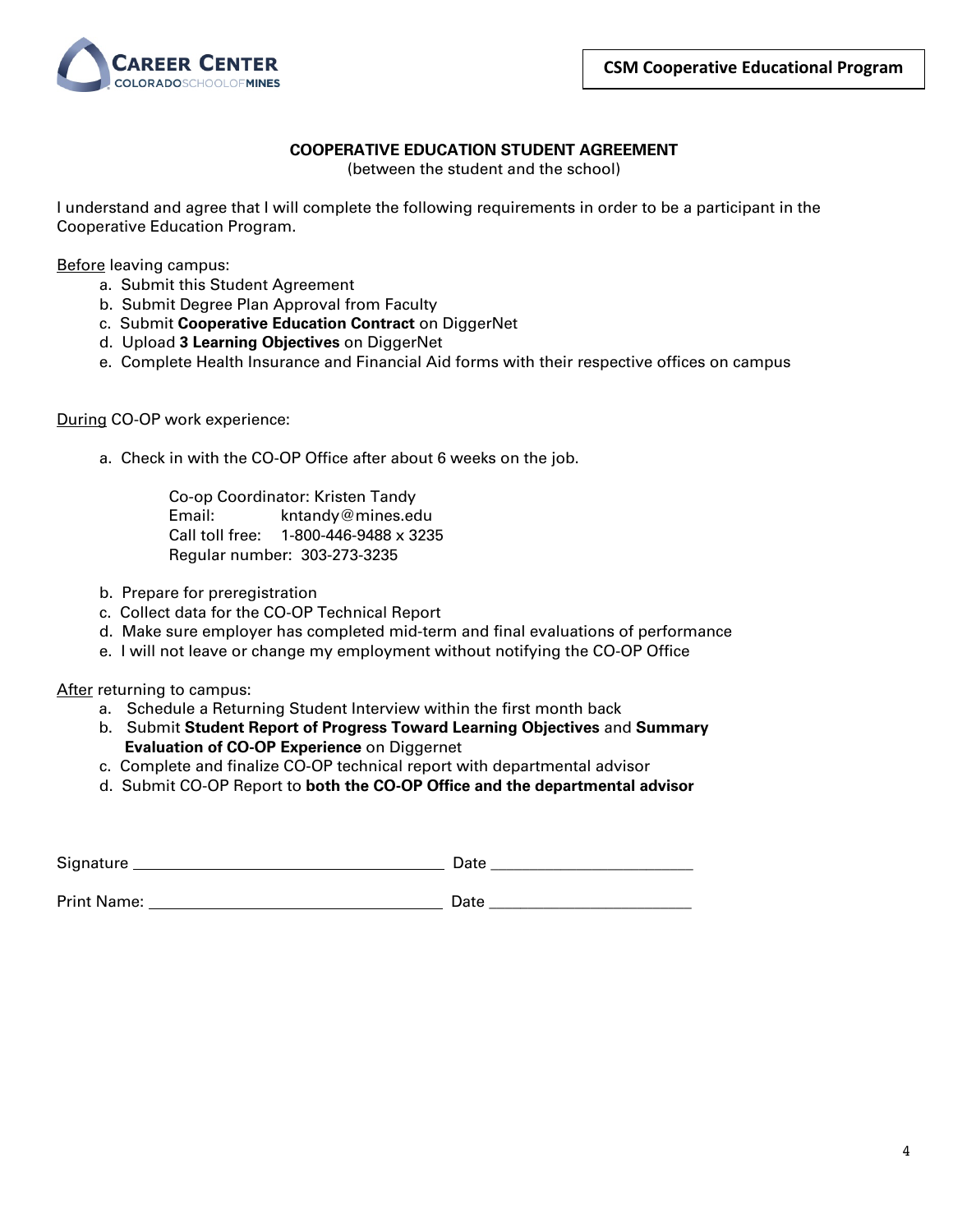**CSM Cooperative Educational Program**

## COOPERATIVE EDUCATION STUDENT AGREEMENT

(between the student and the school)

I understand and agree that I will complete the following requirements in order to be a participant in the Cooperative Education Program.

Before leaving campus:

a. Submit this Student Agreement
b. Submit Degree Plan Approval from Faculty
c. Submit **Cooperative Education Contract** on DiggerNet
d. Upload **3 Learning Objectives** on DiggerNet
e. Complete Health Insurance and Financial Aid forms with their respective offices on campus

During CO-OP work experience:

a. Check in with the CO-OP Office after about 6 weeks on the job.

   Co-op Coordinator: Kristen Tandy
   Email: kntandy@mines.edu
   Call toll free: 1-800-446-9488 x 3235
   Regular number: 303-273-3235

b. Prepare for preregistration
c. Collect data for the CO-OP Technical Report
d. Make sure employer has completed mid-term and final evaluations of performance
e. I will not leave or change my employment without notifying the CO-OP Office

After returning to campus:

a. Schedule a Returning Student Interview within the first month back
b. Submit **Student Report of Progress Toward Learning Objectives** and **Summary Evaluation of CO-OP Experience** on Diggernet
c. Complete and finalize CO-OP technical report with departmental advisor
d. Submit CO-OP Report to **both the CO-OP Office and the departmental advisor**

Signature ______________________________ Date ____________________

Print Name: ______________________________ Date ____________________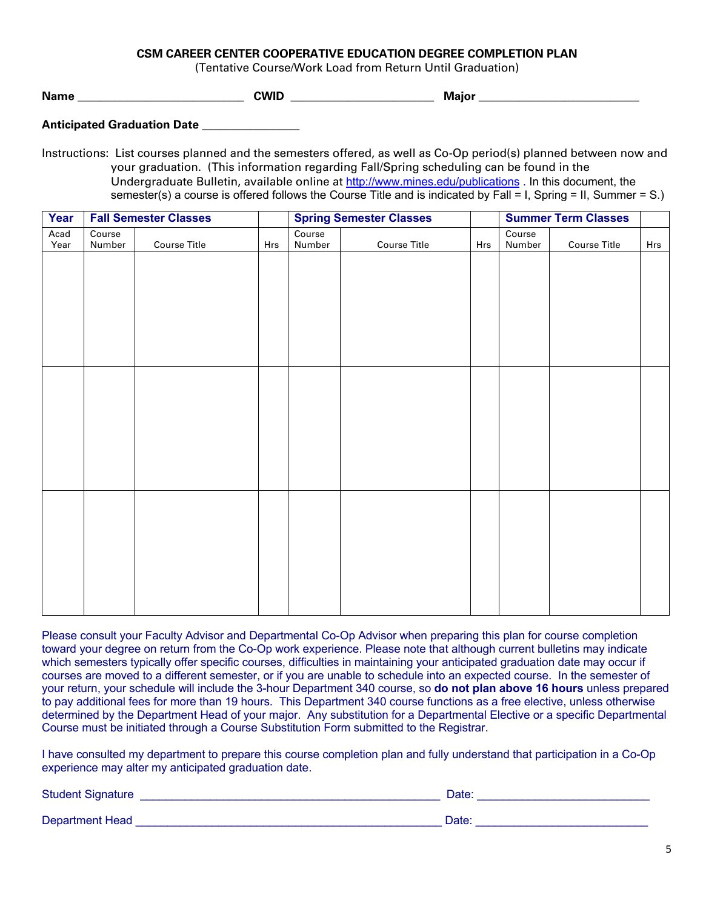**CSM CAREER CENTER COOPERATIVE EDUCATION DEGREE COMPLETION PLAN**
(Tentative Course/Work Load from Return Until Graduation)

**Name** ___________________________ **CWID** _______________________ **Major** __________________________

**Anticipated Graduation Date** ________________

Instructions: List courses planned and the semesters offered, as well as Co-Op period(s) planned between now and your graduation. (This information regarding Fall/Spring scheduling can be found in the Undergraduate Bulletin, available online at http://www.mines.edu/publications . In this document, the semester(s) a course is offered follows the Course Title and is indicated by Fall = I, Spring = II, Summer = S.)

| Year | Fall Semester Classes | | | Spring Semester Classes | | | Summer Term Classes | | |
|---|---|---|---|---|---|---|---|---|---|
| Acad Year | Course Number | Course Title | Hrs | Course Number | Course Title | Hrs | Course Number | Course Title | Hrs |
| | | | | | | | | | |
| | | | | | | | | | |
| | | | | | | | | | |

Please consult your Faculty Advisor and Departmental Co-Op Advisor when preparing this plan for course completion toward your degree on return from the Co-Op work experience. Please note that although current bulletins may indicate which semesters typically offer specific courses, difficulties in maintaining your anticipated graduation date may occur if courses are moved to a different semester, or if you are unable to schedule into an expected course. In the semester of your return, your schedule will include the 3-hour Department 340 course, so **do not plan above 16 hours** unless prepared to pay additional fees for more than 19 hours. This Department 340 course functions as a free elective, unless otherwise determined by the Department Head of your major. Any substitution for a Departmental Elective or a specific Departmental Course must be initiated through a Course Substitution Form submitted to the Registrar.

I have consulted my department to prepare this course completion plan and fully understand that participation in a Co-Op experience may alter my anticipated graduation date.

Student Signature ______________________________________________ Date: __________________________

Department Head _______________________________________________ Date: __________________________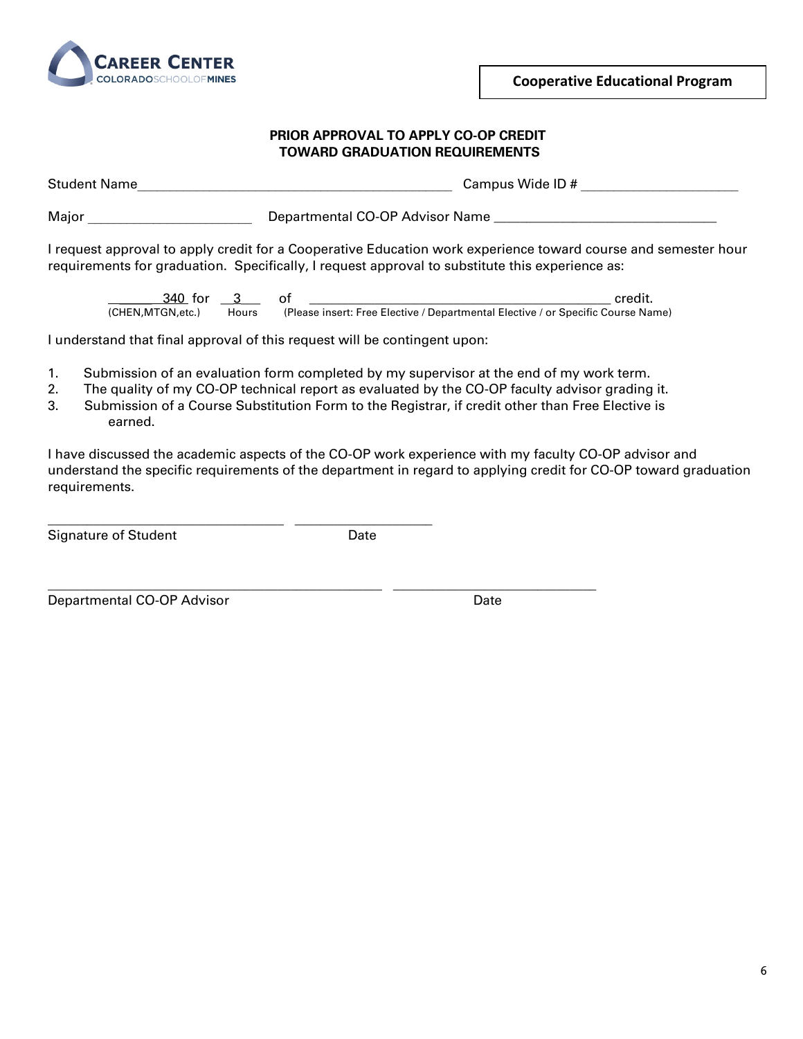CAREER CENTER
COLORADO SCHOOL OF MINES

**Cooperative Educational Program**

**PRIOR APPROVAL TO APPLY CO-OP CREDIT TOWARD GRADUATION REQUIREMENTS**

Student Name_______________________________________ Campus Wide ID # ____________________

Major _____________________ Departmental CO-OP Advisor Name ____________________________

I request approval to apply credit for a Cooperative Education work experience toward course and semester hour requirements for graduation. Specifically, I request approval to substitute this experience as:

_______340 for __3___ of ________________________________________ credit.
(CHEN,MTGN,etc.) Hours (Please insert: Free Elective / Departmental Elective / or Specific Course Name)

I understand that final approval of this request will be contingent upon:

1. Submission of an evaluation form completed by my supervisor at the end of my work term.
2. The quality of my CO-OP technical report as evaluated by the CO-OP faculty advisor grading it.
3. Submission of a Course Substitution Form to the Registrar, if credit other than Free Elective is earned.

I have discussed the academic aspects of the CO-OP work experience with my faculty CO-OP advisor and understand the specific requirements of the department in regard to applying credit for CO-OP toward graduation requirements.

______________________________ __________________
Signature of Student Date

__________________________________________ __________________________
Departmental CO-OP Advisor Date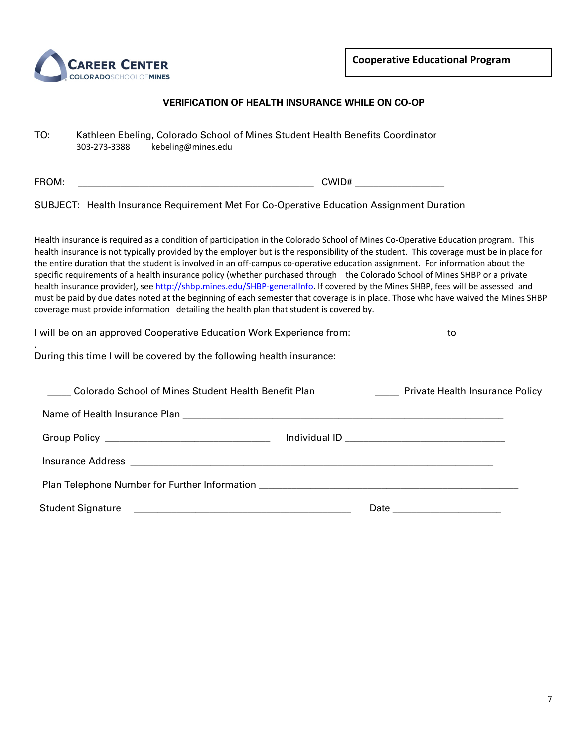**CAREER CENTER**
COLORADO SCHOOL OF MINES

**Cooperative Educational Program**

## VERIFICATION OF HEALTH INSURANCE WHILE ON CO-OP

TO: Kathleen Ebeling, Colorado School of Mines Student Health Benefits Coordinator
303-273-3388 kebeling@mines.edu

FROM: ___________________________________________ CWID# ________________

SUBJECT: Health Insurance Requirement Met For Co-Operative Education Assignment Duration

Health insurance is required as a condition of participation in the Colorado School of Mines Co-Operative Education program. This health insurance is not typically provided by the employer but is the responsibility of the student. This coverage must be in place for the entire duration that the student is involved in an off-campus co-operative education assignment. For information about the specific requirements of a health insurance policy (whether purchased through the Colorado School of Mines SHBP or a private health insurance provider), see [http://shbp.mines.edu/SHBP-generalInfo](http://shbp.mines.edu/SHBP-generalInfo). If covered by the Mines SHBP, fees will be assessed and must be paid by due dates noted at the beginning of each semester that coverage is in place. Those who have waived the Mines SHBP coverage must provide information detailing the health plan that student is covered by.

I will be on an approved Cooperative Education Work Experience from: ________________ to

.

During this time I will be covered by the following health insurance:

_____ Colorado School of Mines Student Health Benefit Plan _____ Private Health Insurance Policy

Name of Health Insurance Plan ____________________________________________________________

Group Policy ______________________________ Individual ID ______________________________

Insurance Address ___________________________________________________________________

Plan Telephone Number for Further Information _______________________________________________

Student Signature ________________________________________ Date ____________________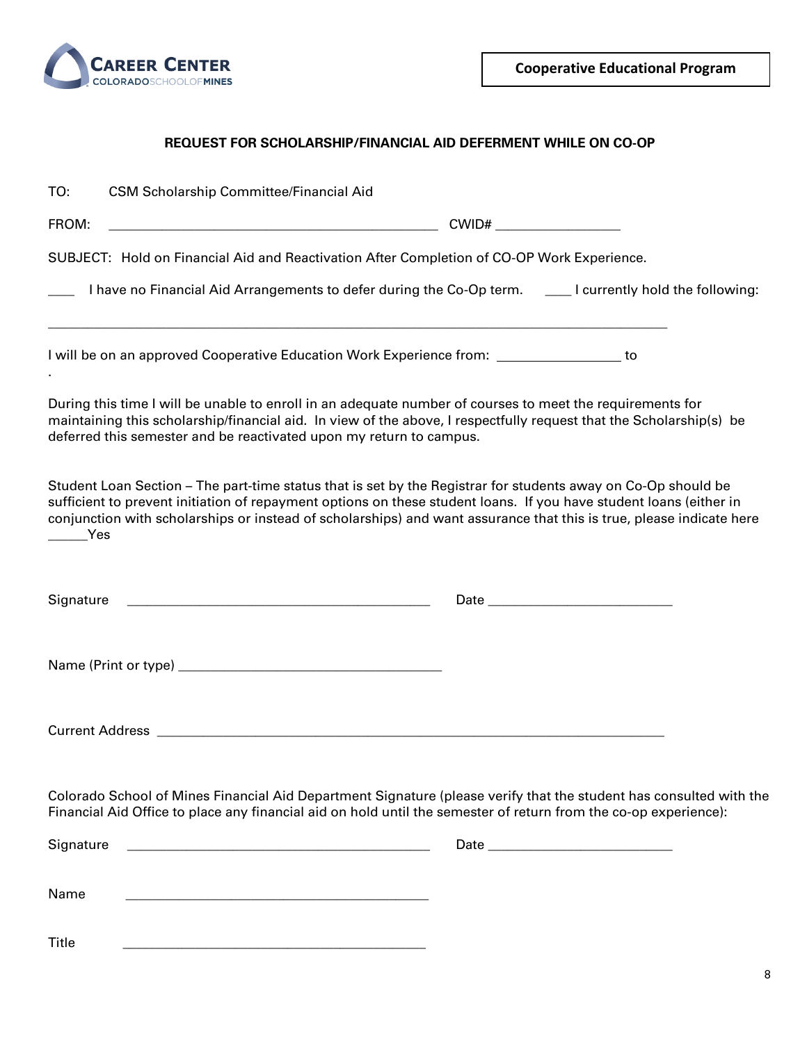CAREER CENTER
COLORADO SCHOOL OF MINES

**Cooperative Educational Program**

**REQUEST FOR SCHOLARSHIP/FINANCIAL AID DEFERMENT WHILE ON CO-OP**

TO: CSM Scholarship Committee/Financial Aid

FROM: ____________________________________________ CWID# ________________

SUBJECT: Hold on Financial Aid and Reactivation After Completion of CO-OP Work Experience.

____ I have no Financial Aid Arrangements to defer during the Co-Op term. ____ I currently hold the following:

______________________________________________________________________________________

I will be on an approved Cooperative Education Work Experience from: ________________ to

.

During this time I will be unable to enroll in an adequate number of courses to meet the requirements for maintaining this scholarship/financial aid. In view of the above, I respectfully request that the Scholarship(s) be deferred this semester and be reactivated upon my return to campus.

Student Loan Section – The part-time status that is set by the Registrar for students away on Co-Op should be sufficient to prevent initiation of repayment options on these student loans. If you have student loans (either in conjunction with scholarships or instead of scholarships) and want assurance that this is true, please indicate here ______Yes

Signature ________________________________________ Date ________________________

Name (Print or type) ___________________________________

Current Address ______________________________________________________________________

Colorado School of Mines Financial Aid Department Signature (please verify that the student has consulted with the Financial Aid Office to place any financial aid on hold until the semester of return from the co-op experience):

Signature ________________________________________ Date ________________________

Name ________________________________________

Title ________________________________________